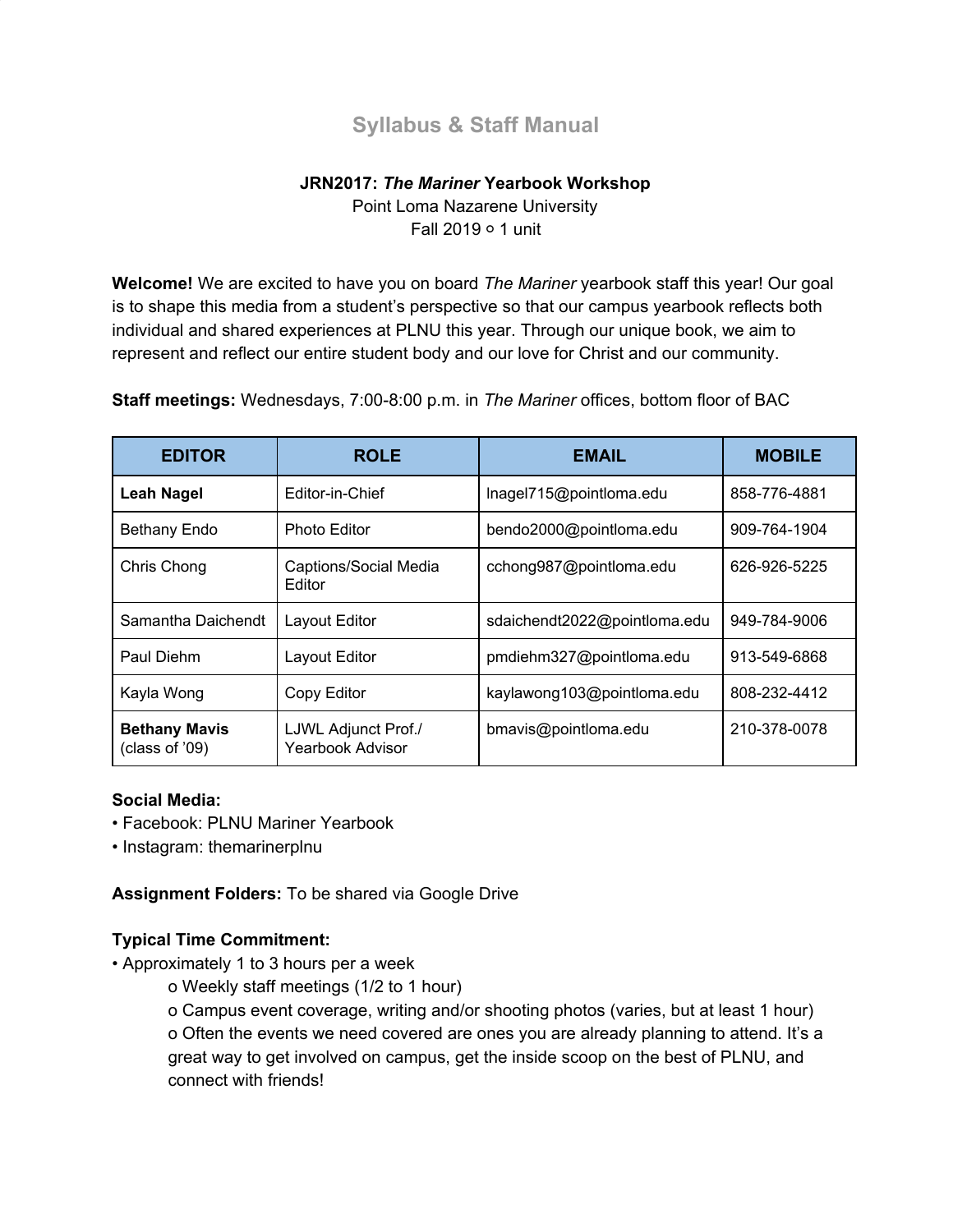# Syllabus & Staff Manual

**JRN2017: *The Mariner* Yearbook Workshop**
Point Loma Nazarene University
Fall 2019 ○ 1 unit

**Welcome!** We are excited to have you on board *The Mariner* yearbook staff this year! Our goal is to shape this media from a student's perspective so that our campus yearbook reflects both individual and shared experiences at PLNU this year. Through our unique book, we aim to represent and reflect our entire student body and our love for Christ and our community.

**Staff meetings:** Wednesdays, 7:00-8:00 p.m. in *The Mariner* offices, bottom floor of BAC

| EDITOR | ROLE | EMAIL | MOBILE |
|---|---|---|---|
| **Leah Nagel** | Editor-in-Chief | lnagel715@pointloma.edu | 858-776-4881 |
| Bethany Endo | Photo Editor | bendo2000@pointloma.edu | 909-764-1904 |
| Chris Chong | Captions/Social Media Editor | cchong987@pointloma.edu | 626-926-5225 |
| Samantha Daichendt | Layout Editor | sdaichendt2022@pointloma.edu | 949-784-9006 |
| Paul Diehm | Layout Editor | pmdiehm327@pointloma.edu | 913-549-6868 |
| Kayla Wong | Copy Editor | kaylawong103@pointloma.edu | 808-232-4412 |
| **Bethany Mavis** (class of '09) | LJWL Adjunct Prof./ Yearbook Advisor | bmavis@pointloma.edu | 210-378-0078 |

**Social Media:**
- Facebook: PLNU Mariner Yearbook
- Instagram: themarinerplnu

**Assignment Folders:** To be shared via Google Drive

**Typical Time Commitment:**
- Approximately 1 to 3 hours per a week
  - Weekly staff meetings (1/2 to 1 hour)
  - Campus event coverage, writing and/or shooting photos (varies, but at least 1 hour)
  - Often the events we need covered are ones you are already planning to attend. It's a great way to get involved on campus, get the inside scoop on the best of PLNU, and connect with friends!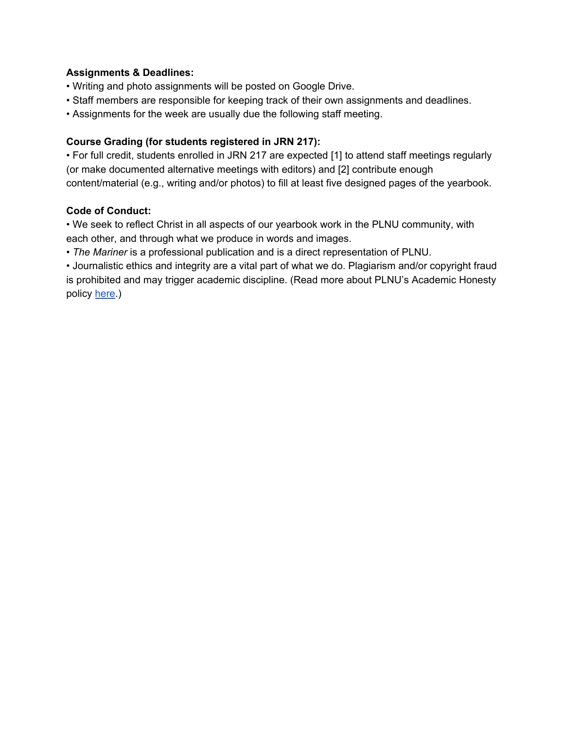**Assignments & Deadlines:**

• Writing and photo assignments will be posted on Google Drive.
• Staff members are responsible for keeping track of their own assignments and deadlines.
• Assignments for the week are usually due the following staff meeting.

**Course Grading (for students registered in JRN 217):**

• For full credit, students enrolled in JRN 217 are expected [1] to attend staff meetings regularly (or make documented alternative meetings with editors) and [2] contribute enough content/material (e.g., writing and/or photos) to fill at least five designed pages of the yearbook.

**Code of Conduct:**

• We seek to reflect Christ in all aspects of our yearbook work in the PLNU community, with each other, and through what we produce in words and images.
• *The Mariner* is a professional publication and is a direct representation of PLNU.
• Journalistic ethics and integrity are a vital part of what we do. Plagiarism and/or copyright fraud is prohibited and may trigger academic discipline. (Read more about PLNU's Academic Honesty policy here.)